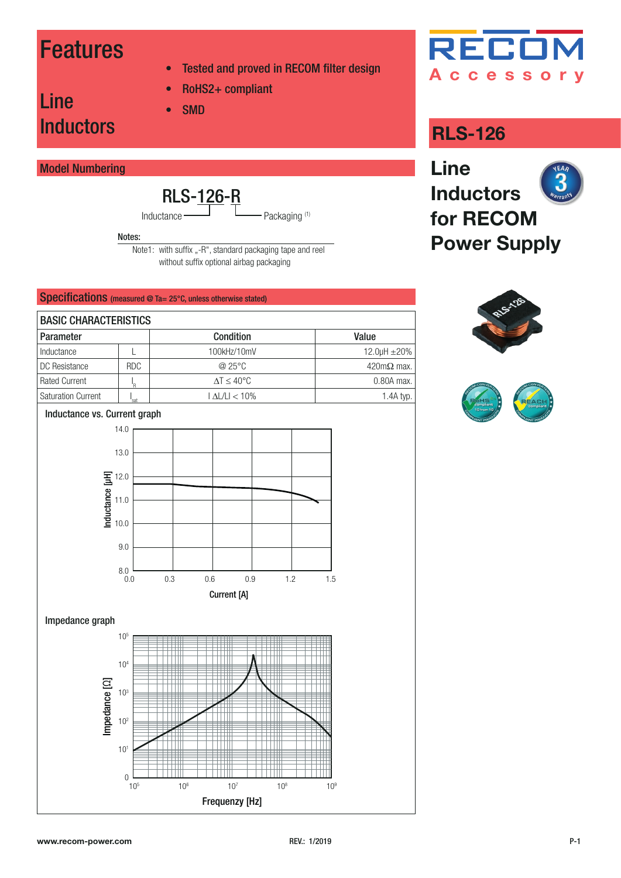# Features

## Line Inductors

- Tested and proved in RECOM filter design
- RoHS2+ compliant
- SMD

RECOM Accessory

# RLS-126

## Line Inductors for RECOM Power Supply

## Model Numbering

RLS-126-R

Inductance — Packaging (1)

**Notes:**

Note1: with suffix „-R", standard packaging tape and reel
without suffix optional airbag packaging

## Specifications (measured @ Ta= 25°C, unless otherwise stated)

| BASIC CHARACTERISTICS | | | |
|---|---|---|---|
| **Parameter** | | **Condition** | **Value** |
| Inductance | L | 100kHz/10mV | 12.0µH ±20% |
| DC Resistance | RDC | @ 25°C | 420mΩ max. |
| Rated Current | $I_R$ | $\Delta T \leq 40°C$ | 0.80A max. |
| Saturation Current | $I_{sat}$ | $\mid \Delta L/L \mid < 10\%$ | 1.4A typ. |

**Inductance vs. Current graph**

**Impedance graph**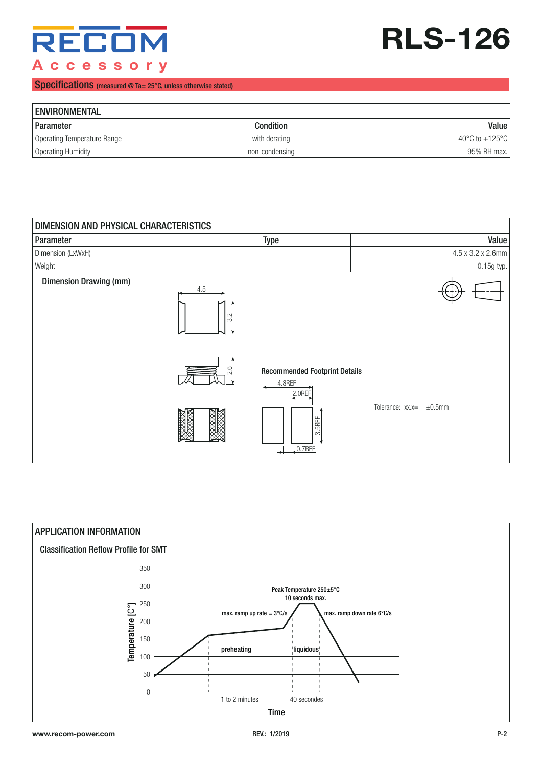## Specifications (measured @ Ta= 25°C, unless otherwise stated)

| ENVIRONMENTAL | | |
|---|---|---|
| Parameter | Condition | Value |
| Operating Temperature Range | with derating | -40°C to +125°C |
| Operating Humidity | non-condensing | 95% RH max. |

| DIMENSION AND PHYSICAL CHARACTERISTICS | | |
|---|---|---|
| Parameter | Type | Value |
| Dimension (LxWxH) | | 4.5 x 3.2 x 2.6mm |
| Weight | | 0.15g typ. |

**Dimension Drawing (mm)**

4.5

3.2

2.6

**Recommended Footprint Details**

4.8REF

2.0REF

3.5REF

0.7REF

Tolerance: xx.x= ±0.5mm

## APPLICATION INFORMATION

**Classification Reflow Profile for SMT**

Temperature [C°]: 0, 50, 100, 150, 200, 250, 300, 350

Peak Temperature 250±5°C
10 seconds max.

max. ramp up rate = 3°C/s

max. ramp down rate 6°C/s

preheating

liquidous

1 to 2 minutes

40 secondes

Time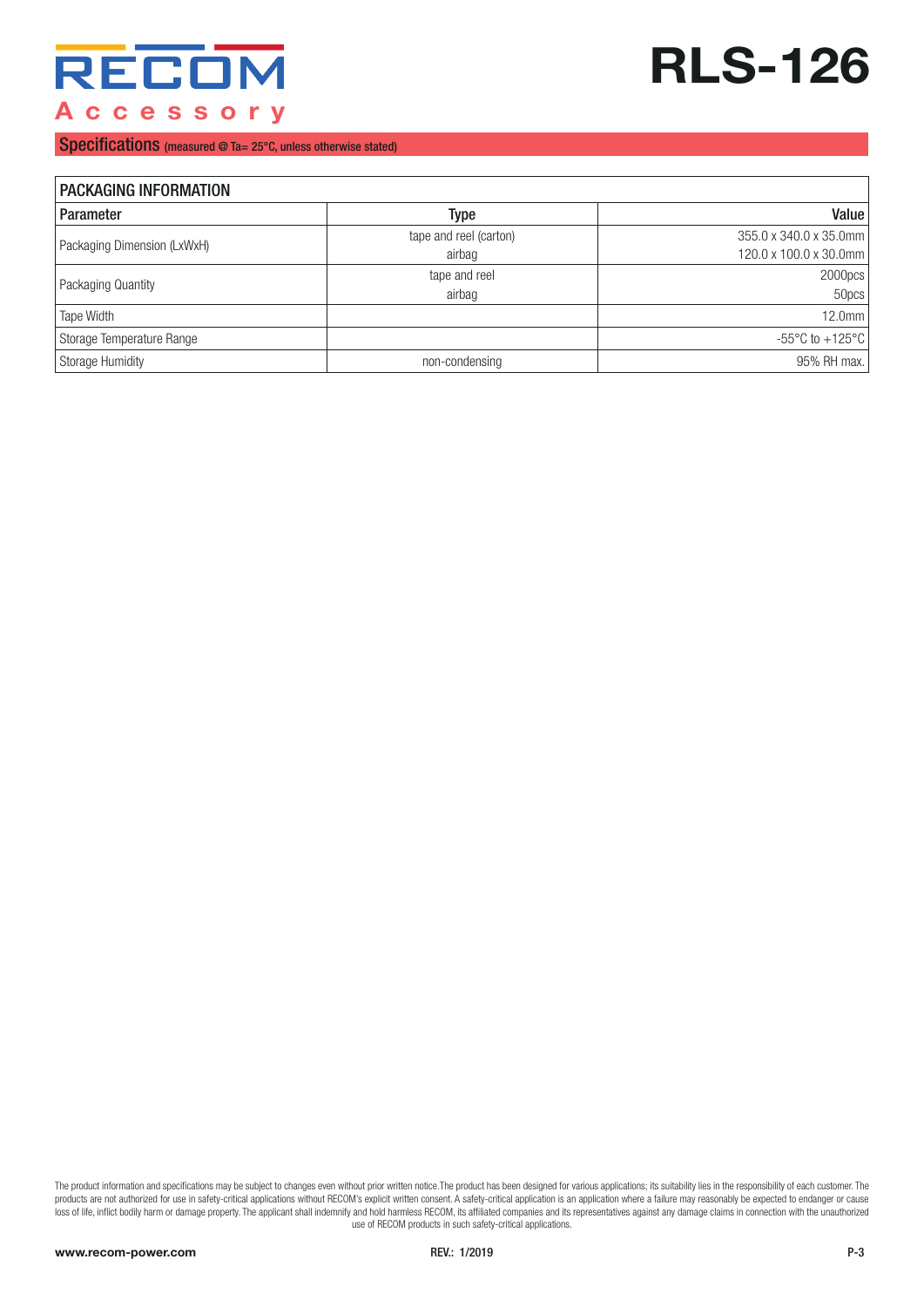## Specifications (measured @ Ta= 25°C, unless otherwise stated)

| PACKAGING INFORMATION | | |
|---|---|---|
| **Parameter** | **Type** | **Value** |
| Packaging Dimension (LxWxH) | tape and reel (carton) | 355.0 x 340.0 x 35.0mm |
| | airbag | 120.0 x 100.0 x 30.0mm |
| Packaging Quantity | tape and reel | 2000pcs |
| | airbag | 50pcs |
| Tape Width | | 12.0mm |
| Storage Temperature Range | | -55°C to +125°C |
| Storage Humidity | non-condensing | 95% RH max. |

The product information and specifications may be subject to changes even without prior written notice.The product has been designed for various applications; its suitability lies in the responsibility of each customer. The products are not authorized for use in safety-critical applications without RECOM's explicit written consent. A safety-critical application is an application where a failure may reasonably be expected to endanger or cause loss of life, inflict bodily harm or damage property. The applicant shall indemnify and hold harmless RECOM, its affiliated companies and its representatives against any damage claims in connection with the unauthorized use of RECOM products in such safety-critical applications.